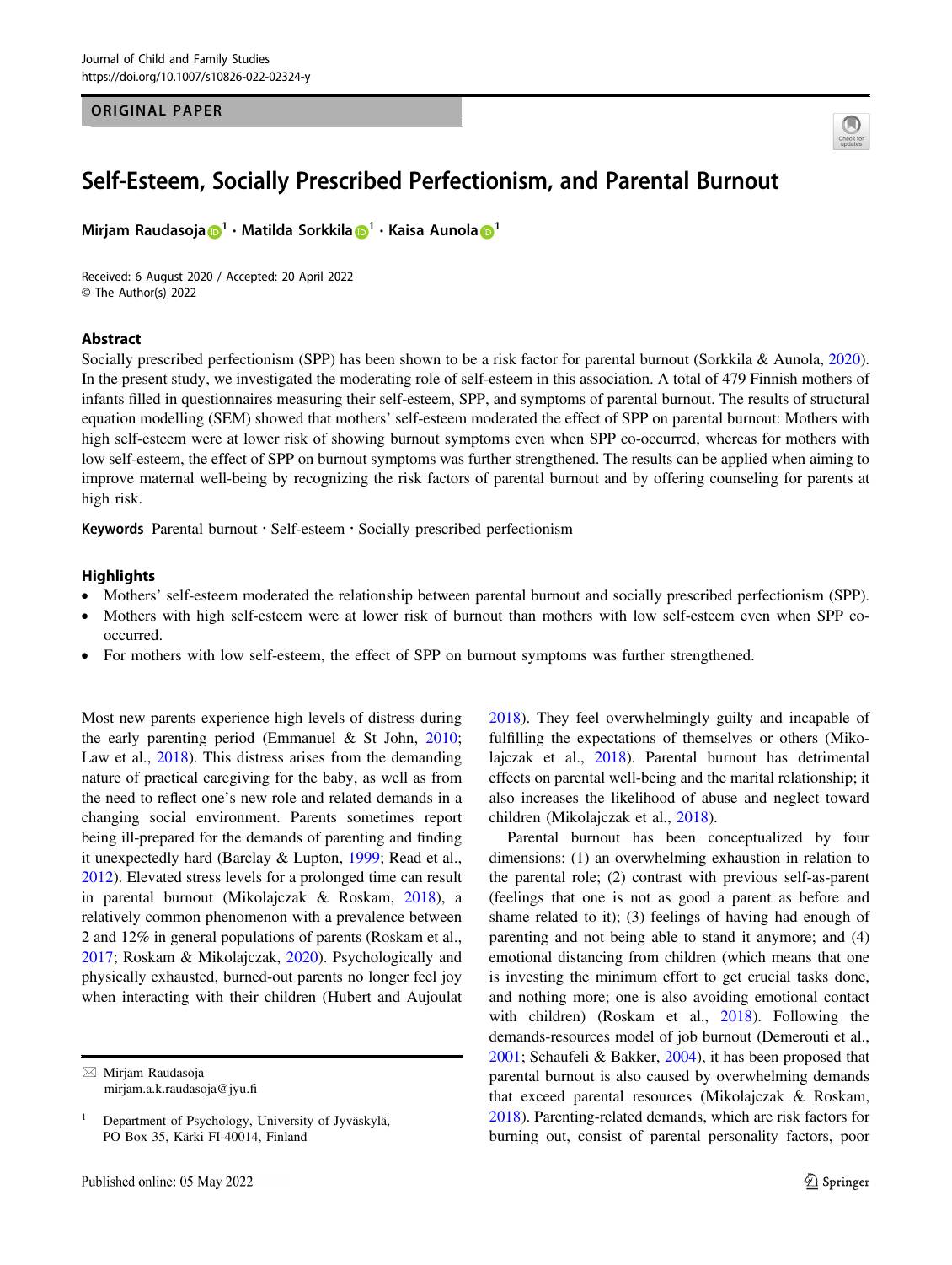ORIGINAL PAPER

# Self-Esteem, Socially Prescribed Perfectionism, and Parental Burnout

Mirjam Raudasoja[1] · Matilda Sorkkila[1] · Kaisa Aunola[1]

Received: 6 August 2020 / Accepted: 20 April 2022
© The Author(s) 2022

## Abstract

Socially prescribed perfectionism (SPP) has been shown to be a risk factor for parental burnout (Sorkkila & Aunola, 2020). In the present study, we investigated the moderating role of self-esteem in this association. A total of 479 Finnish mothers of infants filled in questionnaires measuring their self-esteem, SPP, and symptoms of parental burnout. The results of structural equation modelling (SEM) showed that mothers' self-esteem moderated the effect of SPP on parental burnout: Mothers with high self-esteem were at lower risk of showing burnout symptoms even when SPP co-occurred, whereas for mothers with low self-esteem, the effect of SPP on burnout symptoms was further strengthened. The results can be applied when aiming to improve maternal well-being by recognizing the risk factors of parental burnout and by offering counseling for parents at high risk.

**Keywords** Parental burnout · Self-esteem · Socially prescribed perfectionism

## Highlights

- Mothers' self-esteem moderated the relationship between parental burnout and socially prescribed perfectionism (SPP).
- Mothers with high self-esteem were at lower risk of burnout than mothers with low self-esteem even when SPP co-occurred.
- For mothers with low self-esteem, the effect of SPP on burnout symptoms was further strengthened.

Most new parents experience high levels of distress during the early parenting period (Emmanuel & St John, 2010; Law et al., 2018). This distress arises from the demanding nature of practical caregiving for the baby, as well as from the need to reflect one's new role and related demands in a changing social environment. Parents sometimes report being ill-prepared for the demands of parenting and finding it unexpectedly hard (Barclay & Lupton, 1999; Read et al., 2012). Elevated stress levels for a prolonged time can result in parental burnout (Mikolajczak & Roskam, 2018), a relatively common phenomenon with a prevalence between 2 and 12% in general populations of parents (Roskam et al., 2017; Roskam & Mikolajczak, 2020). Psychologically and physically exhausted, burned-out parents no longer feel joy when interacting with their children (Hubert and Aujoulat 2018). They feel overwhelmingly guilty and incapable of fulfilling the expectations of themselves or others (Mikolajczak et al., 2018). Parental burnout has detrimental effects on parental well-being and the marital relationship; it also increases the likelihood of abuse and neglect toward children (Mikolajczak et al., 2018).

Parental burnout has been conceptualized by four dimensions: (1) an overwhelming exhaustion in relation to the parental role; (2) contrast with previous self-as-parent (feelings that one is not as good a parent as before and shame related to it); (3) feelings of having had enough of parenting and not being able to stand it anymore; and (4) emotional distancing from children (which means that one is investing the minimum effort to get crucial tasks done, and nothing more; one is also avoiding emotional contact with children) (Roskam et al., 2018). Following the demands-resources model of job burnout (Demerouti et al., 2001; Schaufeli & Bakker, 2004), it has been proposed that parental burnout is also caused by overwhelming demands that exceed parental resources (Mikolajczak & Roskam, 2018). Parenting-related demands, which are risk factors for burning out, consist of parental personality factors, poor

---

✉ Mirjam Raudasoja
mirjam.a.k.raudasoja@jyu.fi

[1] Department of Psychology, University of Jyväskylä, PO Box 35, Kärki FI-40014, Finland

Published online: 05 May 2022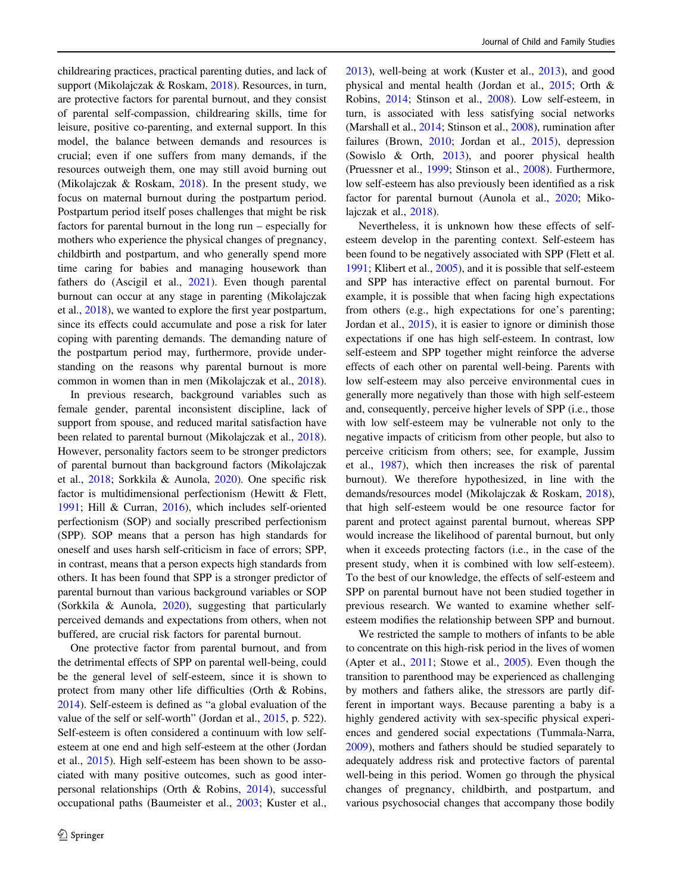childrearing practices, practical parenting duties, and lack of support (Mikolajczak & Roskam, 2018). Resources, in turn, are protective factors for parental burnout, and they consist of parental self-compassion, childrearing skills, time for leisure, positive co-parenting, and external support. In this model, the balance between demands and resources is crucial; even if one suffers from many demands, if the resources outweigh them, one may still avoid burning out (Mikolajczak & Roskam, 2018). In the present study, we focus on maternal burnout during the postpartum period. Postpartum period itself poses challenges that might be risk factors for parental burnout in the long run – especially for mothers who experience the physical changes of pregnancy, childbirth and postpartum, and who generally spend more time caring for babies and managing housework than fathers do (Ascigil et al., 2021). Even though parental burnout can occur at any stage in parenting (Mikolajczak et al., 2018), we wanted to explore the first year postpartum, since its effects could accumulate and pose a risk for later coping with parenting demands. The demanding nature of the postpartum period may, furthermore, provide understanding on the reasons why parental burnout is more common in women than in men (Mikolajczak et al., 2018).

In previous research, background variables such as female gender, parental inconsistent discipline, lack of support from spouse, and reduced marital satisfaction have been related to parental burnout (Mikolajczak et al., 2018). However, personality factors seem to be stronger predictors of parental burnout than background factors (Mikolajczak et al., 2018; Sorkkila & Aunola, 2020). One specific risk factor is multidimensional perfectionism (Hewitt & Flett, 1991; Hill & Curran, 2016), which includes self-oriented perfectionism (SOP) and socially prescribed perfectionism (SPP). SOP means that a person has high standards for oneself and uses harsh self-criticism in face of errors; SPP, in contrast, means that a person expects high standards from others. It has been found that SPP is a stronger predictor of parental burnout than various background variables or SOP (Sorkkila & Aunola, 2020), suggesting that particularly perceived demands and expectations from others, when not buffered, are crucial risk factors for parental burnout.

One protective factor from parental burnout, and from the detrimental effects of SPP on parental well-being, could be the general level of self-esteem, since it is shown to protect from many other life difficulties (Orth & Robins, 2014). Self-esteem is defined as "a global evaluation of the value of the self or self-worth" (Jordan et al., 2015, p. 522). Self-esteem is often considered a continuum with low self-esteem at one end and high self-esteem at the other (Jordan et al., 2015). High self-esteem has been shown to be associated with many positive outcomes, such as good interpersonal relationships (Orth & Robins, 2014), successful occupational paths (Baumeister et al., 2003; Kuster et al., 2013), well-being at work (Kuster et al., 2013), and good physical and mental health (Jordan et al., 2015; Orth & Robins, 2014; Stinson et al., 2008). Low self-esteem, in turn, is associated with less satisfying social networks (Marshall et al., 2014; Stinson et al., 2008), rumination after failures (Brown, 2010; Jordan et al., 2015), depression (Sowislo & Orth, 2013), and poorer physical health (Pruessner et al., 1999; Stinson et al., 2008). Furthermore, low self-esteem has also previously been identified as a risk factor for parental burnout (Aunola et al., 2020; Mikolajczak et al., 2018).

Nevertheless, it is unknown how these effects of self-esteem develop in the parenting context. Self-esteem has been found to be negatively associated with SPP (Flett et al. 1991; Klibert et al., 2005), and it is possible that self-esteem and SPP has interactive effect on parental burnout. For example, it is possible that when facing high expectations from others (e.g., high expectations for one's parenting; Jordan et al., 2015), it is easier to ignore or diminish those expectations if one has high self-esteem. In contrast, low self-esteem and SPP together might reinforce the adverse effects of each other on parental well-being. Parents with low self-esteem may also perceive environmental cues in generally more negatively than those with high self-esteem and, consequently, perceive higher levels of SPP (i.e., those with low self-esteem may be vulnerable not only to the negative impacts of criticism from other people, but also to perceive criticism from others; see, for example, Jussim et al., 1987), which then increases the risk of parental burnout). We therefore hypothesized, in line with the demands/resources model (Mikolajczak & Roskam, 2018), that high self-esteem would be one resource factor for parent and protect against parental burnout, whereas SPP would increase the likelihood of parental burnout, but only when it exceeds protecting factors (i.e., in the case of the present study, when it is combined with low self-esteem). To the best of our knowledge, the effects of self-esteem and SPP on parental burnout have not been studied together in previous research. We wanted to examine whether self-esteem modifies the relationship between SPP and burnout.

We restricted the sample to mothers of infants to be able to concentrate on this high-risk period in the lives of women (Apter et al., 2011; Stowe et al., 2005). Even though the transition to parenthood may be experienced as challenging by mothers and fathers alike, the stressors are partly different in important ways. Because parenting a baby is a highly gendered activity with sex-specific physical experiences and gendered social expectations (Tummala-Narra, 2009), mothers and fathers should be studied separately to adequately address risk and protective factors of parental well-being in this period. Women go through the physical changes of pregnancy, childbirth, and postpartum, and various psychosocial changes that accompany those bodily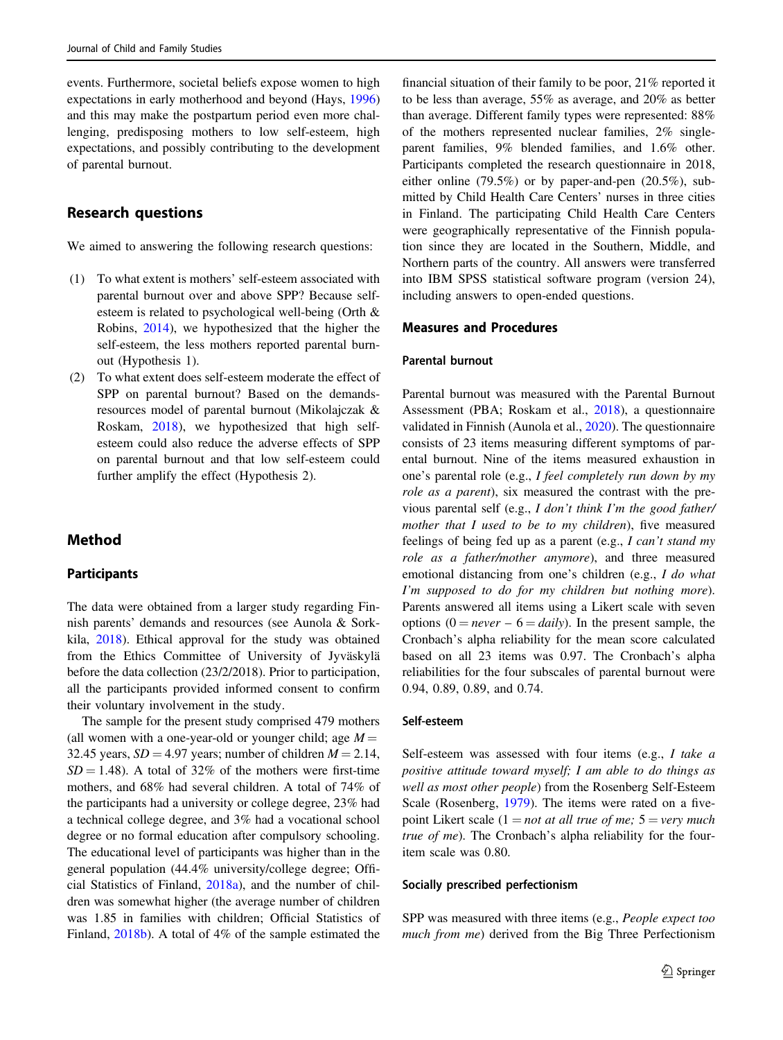events. Furthermore, societal beliefs expose women to high expectations in early motherhood and beyond (Hays, 1996) and this may make the postpartum period even more challenging, predisposing mothers to low self-esteem, high expectations, and possibly contributing to the development of parental burnout.

## Research questions

We aimed to answering the following research questions:

(1) To what extent is mothers' self-esteem associated with parental burnout over and above SPP? Because self-esteem is related to psychological well-being (Orth & Robins, 2014), we hypothesized that the higher the self-esteem, the less mothers reported parental burnout (Hypothesis 1).

(2) To what extent does self-esteem moderate the effect of SPP on parental burnout? Based on the demands-resources model of parental burnout (Mikolajczak & Roskam, 2018), we hypothesized that high self-esteem could also reduce the adverse effects of SPP on parental burnout and that low self-esteem could further amplify the effect (Hypothesis 2).

# Method

## Participants

The data were obtained from a larger study regarding Finnish parents' demands and resources (see Aunola & Sorkkila, 2018). Ethical approval for the study was obtained from the Ethics Committee of University of Jyväskylä before the data collection (23/2/2018). Prior to participation, all the participants provided informed consent to confirm their voluntary involvement in the study.

The sample for the present study comprised 479 mothers (all women with a one-year-old or younger child; age $M =$ 32.45 years, $SD = 4.97$ years; number of children $M = 2.14$, $SD = 1.48$). A total of 32% of the mothers were first-time mothers, and 68% had several children. A total of 74% of the participants had a university or college degree, 23% had a technical college degree, and 3% had a vocational school degree or no formal education after compulsory schooling. The educational level of participants was higher than in the general population (44.4% university/college degree; Official Statistics of Finland, 2018a), and the number of children was somewhat higher (the average number of children was 1.85 in families with children; Official Statistics of Finland, 2018b). A total of 4% of the sample estimated the financial situation of their family to be poor, 21% reported it to be less than average, 55% as average, and 20% as better than average. Different family types were represented: 88% of the mothers represented nuclear families, 2% single-parent families, 9% blended families, and 1.6% other. Participants completed the research questionnaire in 2018, either online (79.5%) or by paper-and-pen (20.5%), submitted by Child Health Care Centers' nurses in three cities in Finland. The participating Child Health Care Centers were geographically representative of the Finnish population since they are located in the Southern, Middle, and Northern parts of the country. All answers were transferred into IBM SPSS statistical software program (version 24), including answers to open-ended questions.

## Measures and Procedures

### Parental burnout

Parental burnout was measured with the Parental Burnout Assessment (PBA; Roskam et al., 2018), a questionnaire validated in Finnish (Aunola et al., 2020). The questionnaire consists of 23 items measuring different symptoms of parental burnout. Nine of the items measured exhaustion in one's parental role (e.g., *I feel completely run down by my role as a parent*), six measured the contrast with the previous parental self (e.g., *I don't think I'm the good father/mother that I used to be to my children*), five measured feelings of being fed up as a parent (e.g., *I can't stand my role as a father/mother anymore*), and three measured emotional distancing from one's children (e.g., *I do what I'm supposed to do for my children but nothing more*). Parents answered all items using a Likert scale with seven options (0 = *never* – 6 = *daily*). In the present sample, the Cronbach's alpha reliability for the mean score calculated based on all 23 items was 0.97. The Cronbach's alpha reliabilities for the four subscales of parental burnout were 0.94, 0.89, 0.89, and 0.74.

### Self-esteem

Self-esteem was assessed with four items (e.g., *I take a positive attitude toward myself; I am able to do things as well as most other people*) from the Rosenberg Self-Esteem Scale (Rosenberg, 1979). The items were rated on a five-point Likert scale (1 = *not at all true of me;* 5 = *very much true of me*). The Cronbach's alpha reliability for the four-item scale was 0.80.

### Socially prescribed perfectionism

SPP was measured with three items (e.g., *People expect too much from me*) derived from the Big Three Perfectionism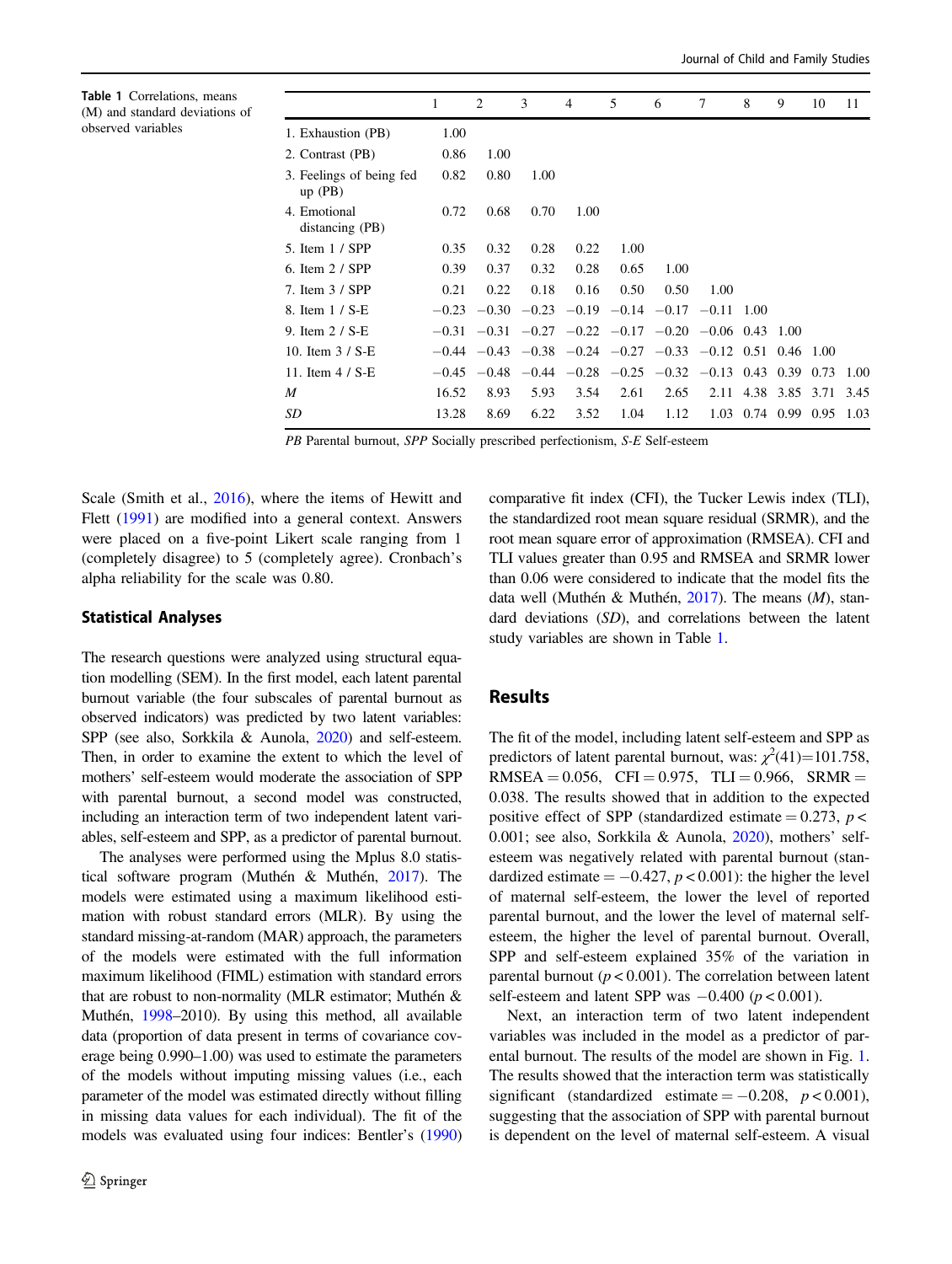**Table 1** Correlations, means (M) and standard deviations of observed variables

| | 1 | 2 | 3 | 4 | 5 | 6 | 7 | 8 | 9 | 10 | 11 |
|---|---|---|---|---|---|---|---|---|---|---|---|
| 1. Exhaustion (PB) | 1.00 | | | | | | | | | | |
| 2. Contrast (PB) | 0.86 | 1.00 | | | | | | | | | |
| 3. Feelings of being fed up (PB) | 0.82 | 0.80 | 1.00 | | | | | | | | |
| 4. Emotional distancing (PB) | 0.72 | 0.68 | 0.70 | 1.00 | | | | | | | |
| 5. Item 1 / SPP | 0.35 | 0.32 | 0.28 | 0.22 | 1.00 | | | | | | |
| 6. Item 2 / SPP | 0.39 | 0.37 | 0.32 | 0.28 | 0.65 | 1.00 | | | | | |
| 7. Item 3 / SPP | 0.21 | 0.22 | 0.18 | 0.16 | 0.50 | 0.50 | 1.00 | | | | |
| 8. Item 1 / S-E | −0.23 | −0.30 | −0.23 | −0.19 | −0.14 | −0.17 | −0.11 | 1.00 | | | |
| 9. Item 2 / S-E | −0.31 | −0.31 | −0.27 | −0.22 | −0.17 | −0.20 | −0.06 | 0.43 | 1.00 | | |
| 10. Item 3 / S-E | −0.44 | −0.43 | −0.38 | −0.24 | −0.27 | −0.33 | −0.12 | 0.51 | 0.46 | 1.00 | |
| 11. Item 4 / S-E | −0.45 | −0.48 | −0.44 | −0.28 | −0.25 | −0.32 | −0.13 | 0.43 | 0.39 | 0.73 | 1.00 |
| *M* | 16.52 | 8.93 | 5.93 | 3.54 | 2.61 | 2.65 | 2.11 | 4.38 | 3.85 | 3.71 | 3.45 |
| *SD* | 13.28 | 8.69 | 6.22 | 3.52 | 1.04 | 1.12 | 1.03 | 0.74 | 0.99 | 0.95 | 1.03 |

*PB* Parental burnout, *SPP* Socially prescribed perfectionism, *S-E* Self-esteem

Scale (Smith et al., 2016), where the items of Hewitt and Flett (1991) are modified into a general context. Answers were placed on a five-point Likert scale ranging from 1 (completely disagree) to 5 (completely agree). Cronbach's alpha reliability for the scale was 0.80.

### Statistical Analyses

The research questions were analyzed using structural equation modelling (SEM). In the first model, each latent parental burnout variable (the four subscales of parental burnout as observed indicators) was predicted by two latent variables: SPP (see also, Sorkkila & Aunola, 2020) and self-esteem. Then, in order to examine the extent to which the level of mothers' self-esteem would moderate the association of SPP with parental burnout, a second model was constructed, including an interaction term of two independent latent variables, self-esteem and SPP, as a predictor of parental burnout.

The analyses were performed using the Mplus 8.0 statistical software program (Muthén & Muthén, 2017). The models were estimated using a maximum likelihood estimation with robust standard errors (MLR). By using the standard missing-at-random (MAR) approach, the parameters of the models were estimated with the full information maximum likelihood (FIML) estimation with standard errors that are robust to non-normality (MLR estimator; Muthén & Muthén, 1998–2010). By using this method, all available data (proportion of data present in terms of covariance coverage being 0.990–1.00) was used to estimate the parameters of the models without imputing missing values (i.e., each parameter of the model was estimated directly without filling in missing data values for each individual). The fit of the models was evaluated using four indices: Bentler's (1990) comparative fit index (CFI), the Tucker Lewis index (TLI), the standardized root mean square residual (SRMR), and the root mean square error of approximation (RMSEA). CFI and TLI values greater than 0.95 and RMSEA and SRMR lower than 0.06 were considered to indicate that the model fits the data well (Muthén & Muthén, 2017). The means (*M*), standard deviations (*SD*), and correlations between the latent study variables are shown in Table 1.

## Results

The fit of the model, including latent self-esteem and SPP as predictors of latent parental burnout, was: $\chi^2(41) = 101.758$, RMSEA = 0.056, CFI = 0.975, TLI = 0.966, SRMR = 0.038. The results showed that in addition to the expected positive effect of SPP (standardized estimate = 0.273, $p < 0.001$; see also, Sorkkila & Aunola, 2020), mothers' self-esteem was negatively related with parental burnout (standardized estimate = −0.427, $p < 0.001$): the higher the level of maternal self-esteem, the lower the level of reported parental burnout, and the lower the level of maternal self-esteem, the higher the level of parental burnout. Overall, SPP and self-esteem explained 35% of the variation in parental burnout ($p < 0.001$). The correlation between latent self-esteem and latent SPP was −0.400 ($p < 0.001$).

Next, an interaction term of two latent independent variables was included in the model as a predictor of parental burnout. The results of the model are shown in Fig. 1. The results showed that the interaction term was statistically significant (standardized estimate = −0.208, $p < 0.001$), suggesting that the association of SPP with parental burnout is dependent on the level of maternal self-esteem. A visual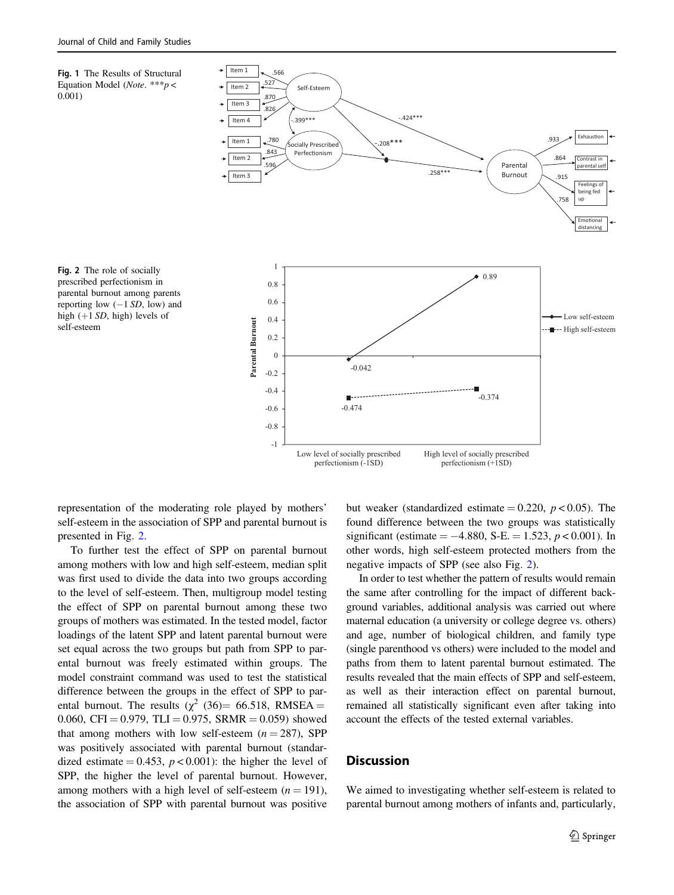**Fig. 1** The Results of Structural Equation Model (*Note*. ***$p < 0.001$)

**Fig. 2** The role of socially prescribed perfectionism in parental burnout among parents reporting low ($-1$ *SD*, low) and high ($+1$ *SD*, high) levels of self-esteem

representation of the moderating role played by mothers' self-esteem in the association of SPP and parental burnout is presented in Fig. 2.

To further test the effect of SPP on parental burnout among mothers with low and high self-esteem, median split was first used to divide the data into two groups according to the level of self-esteem. Then, multigroup model testing the effect of SPP on parental burnout among these two groups of mothers was estimated. In the tested model, factor loadings of the latent SPP and latent parental burnout were set equal across the two groups but path from SPP to parental burnout was freely estimated within groups. The model constraint command was used to test the statistical difference between the groups in the effect of SPP to parental burnout. The results ($\chi^2$ (36) = 66.518, RMSEA = 0.060, CFI = 0.979, TLI = 0.975, SRMR = 0.059) showed that among mothers with low self-esteem ($n = 287$), SPP was positively associated with parental burnout (standardized estimate = 0.453, $p < 0.001$): the higher the level of SPP, the higher the level of parental burnout. However, among mothers with a high level of self-esteem ($n = 191$), the association of SPP with parental burnout was positive but weaker (standardized estimate = 0.220, $p < 0.05$). The found difference between the two groups was statistically significant (estimate = −4.880, S-E. = 1.523, $p < 0.001$). In other words, high self-esteem protected mothers from the negative impacts of SPP (see also Fig. 2).

In order to test whether the pattern of results would remain the same after controlling for the impact of different background variables, additional analysis was carried out where maternal education (a university or college degree vs. others) and age, number of biological children, and family type (single parenthood vs others) were included to the model and paths from them to latent parental burnout estimated. The results revealed that the main effects of SPP and self-esteem, as well as their interaction effect on parental burnout, remained all statistically significant even after taking into account the effects of the tested external variables.

## Discussion

We aimed to investigating whether self-esteem is related to parental burnout among mothers of infants and, particularly,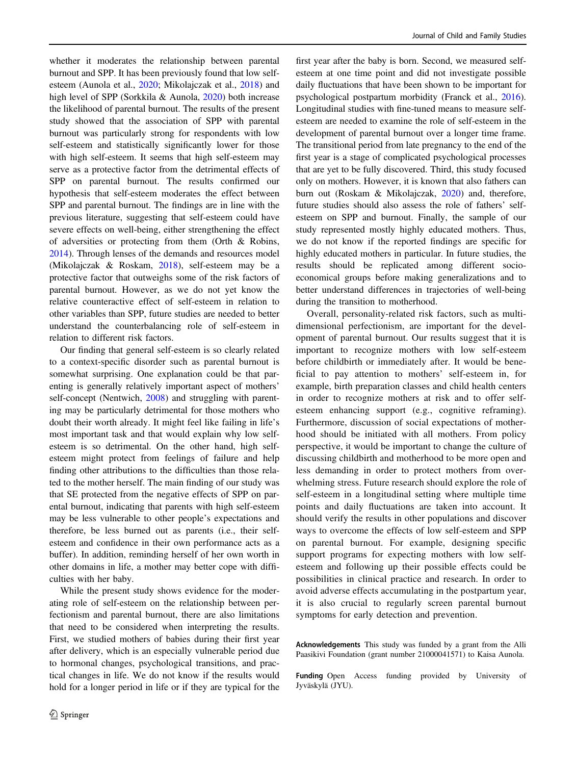whether it moderates the relationship between parental burnout and SPP. It has been previously found that low self-esteem (Aunola et al., 2020; Mikolajczak et al., 2018) and high level of SPP (Sorkkila & Aunola, 2020) both increase the likelihood of parental burnout. The results of the present study showed that the association of SPP with parental burnout was particularly strong for respondents with low self-esteem and statistically significantly lower for those with high self-esteem. It seems that high self-esteem may serve as a protective factor from the detrimental effects of SPP on parental burnout. The results confirmed our hypothesis that self-esteem moderates the effect between SPP and parental burnout. The findings are in line with the previous literature, suggesting that self-esteem could have severe effects on well-being, either strengthening the effect of adversities or protecting from them (Orth & Robins, 2014). Through lenses of the demands and resources model (Mikolajczak & Roskam, 2018), self-esteem may be a protective factor that outweighs some of the risk factors of parental burnout. However, as we do not yet know the relative counteractive effect of self-esteem in relation to other variables than SPP, future studies are needed to better understand the counterbalancing role of self-esteem in relation to different risk factors.

Our finding that general self-esteem is so clearly related to a context-specific disorder such as parental burnout is somewhat surprising. One explanation could be that parenting is generally relatively important aspect of mothers' self-concept (Nentwich, 2008) and struggling with parenting may be particularly detrimental for those mothers who doubt their worth already. It might feel like failing in life's most important task and that would explain why low self-esteem is so detrimental. On the other hand, high self-esteem might protect from feelings of failure and help finding other attributions to the difficulties than those related to the mother herself. The main finding of our study was that SE protected from the negative effects of SPP on parental burnout, indicating that parents with high self-esteem may be less vulnerable to other people's expectations and therefore, be less burned out as parents (i.e., their self-esteem and confidence in their own performance acts as a buffer). In addition, reminding herself of her own worth in other domains in life, a mother may better cope with difficulties with her baby.

While the present study shows evidence for the moderating role of self-esteem on the relationship between perfectionism and parental burnout, there are also limitations that need to be considered when interpreting the results. First, we studied mothers of babies during their first year after delivery, which is an especially vulnerable period due to hormonal changes, psychological transitions, and practical changes in life. We do not know if the results would hold for a longer period in life or if they are typical for the first year after the baby is born. Second, we measured self-esteem at one time point and did not investigate possible daily fluctuations that have been shown to be important for psychological postpartum morbidity (Franck et al., 2016). Longitudinal studies with fine-tuned means to measure self-esteem are needed to examine the role of self-esteem in the development of parental burnout over a longer time frame. The transitional period from late pregnancy to the end of the first year is a stage of complicated psychological processes that are yet to be fully discovered. Third, this study focused only on mothers. However, it is known that also fathers can burn out (Roskam & Mikolajczak, 2020) and, therefore, future studies should also assess the role of fathers' self-esteem on SPP and burnout. Finally, the sample of our study represented mostly highly educated mothers. Thus, we do not know if the reported findings are specific for highly educated mothers in particular. In future studies, the results should be replicated among different socio-economical groups before making generalizations and to better understand differences in trajectories of well-being during the transition to motherhood.

Overall, personality-related risk factors, such as multidimensional perfectionism, are important for the development of parental burnout. Our results suggest that it is important to recognize mothers with low self-esteem before childbirth or immediately after. It would be beneficial to pay attention to mothers' self-esteem in, for example, birth preparation classes and child health centers in order to recognize mothers at risk and to offer self-esteem enhancing support (e.g., cognitive reframing). Furthermore, discussion of social expectations of motherhood should be initiated with all mothers. From policy perspective, it would be important to change the culture of discussing childbirth and motherhood to be more open and less demanding in order to protect mothers from overwhelming stress. Future research should explore the role of self-esteem in a longitudinal setting where multiple time points and daily fluctuations are taken into account. It should verify the results in other populations and discover ways to overcome the effects of low self-esteem and SPP on parental burnout. For example, designing specific support programs for expecting mothers with low self-esteem and following up their possible effects could be possibilities in clinical practice and research. In order to avoid adverse effects accumulating in the postpartum year, it is also crucial to regularly screen parental burnout symptoms for early detection and prevention.

**Acknowledgements** This study was funded by a grant from the Alli Paasikivi Foundation (grant number 21000041571) to Kaisa Aunola.

**Funding** Open Access funding provided by University of Jyväskylä (JYU).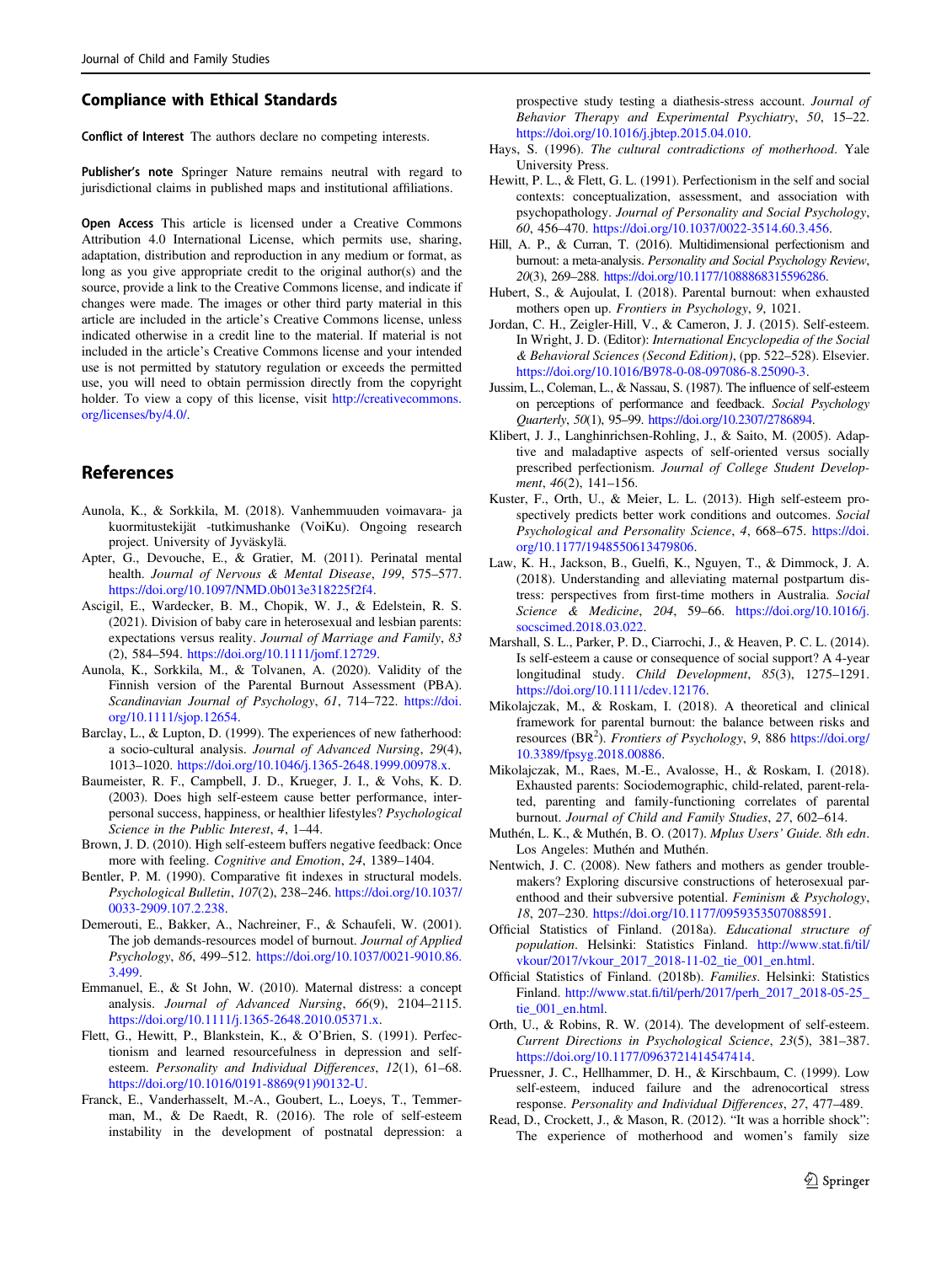## Compliance with Ethical Standards

**Conflict of Interest** The authors declare no competing interests.

**Publisher's note** Springer Nature remains neutral with regard to jurisdictional claims in published maps and institutional affiliations.

**Open Access** This article is licensed under a Creative Commons Attribution 4.0 International License, which permits use, sharing, adaptation, distribution and reproduction in any medium or format, as long as you give appropriate credit to the original author(s) and the source, provide a link to the Creative Commons license, and indicate if changes were made. The images or other third party material in this article are included in the article's Creative Commons license, unless indicated otherwise in a credit line to the material. If material is not included in the article's Creative Commons license and your intended use is not permitted by statutory regulation or exceeds the permitted use, you will need to obtain permission directly from the copyright holder. To view a copy of this license, visit http://creativecommons.org/licenses/by/4.0/.

## References

Aunola, K., & Sorkkila, M. (2018). Vanhemmuuden voimavara- ja kuormitustekijät -tutkimushanke (VoiKu). Ongoing research project. University of Jyväskylä.

Apter, G., Devouche, E., & Gratier, M. (2011). Perinatal mental health. *Journal of Nervous & Mental Disease*, *199*, 575–577. https://doi.org/10.1097/NMD.0b013e318225f2f4.

Ascigil, E., Wardecker, B. M., Chopik, W. J., & Edelstein, R. S. (2021). Division of baby care in heterosexual and lesbian parents: expectations versus reality. *Journal of Marriage and Family*, *83* (2), 584–594. https://doi.org/10.1111/jomf.12729.

Aunola, K., Sorkkila, M., & Tolvanen, A. (2020). Validity of the Finnish version of the Parental Burnout Assessment (PBA). *Scandinavian Journal of Psychology*, *61*, 714–722. https://doi.org/10.1111/sjop.12654.

Barclay, L., & Lupton, D. (1999). The experiences of new fatherhood: a socio-cultural analysis. *Journal of Advanced Nursing*, *29*(4), 1013–1020. https://doi.org/10.1046/j.1365-2648.1999.00978.x.

Baumeister, R. F., Campbell, J. D., Krueger, J. I., & Vohs, K. D. (2003). Does high self-esteem cause better performance, interpersonal success, happiness, or healthier lifestyles? *Psychological Science in the Public Interest*, *4*, 1–44.

Brown, J. D. (2010). High self-esteem buffers negative feedback: Once more with feeling. *Cognitive and Emotion*, *24*, 1389–1404.

Bentler, P. M. (1990). Comparative fit indexes in structural models. *Psychological Bulletin*, *107*(2), 238–246. https://doi.org/10.1037/0033-2909.107.2.238.

Demerouti, E., Bakker, A., Nachreiner, F., & Schaufeli, W. (2001). The job demands-resources model of burnout. *Journal of Applied Psychology*, *86*, 499–512. https://doi.org/10.1037/0021-9010.86.3.499.

Emmanuel, E., & St John, W. (2010). Maternal distress: a concept analysis. *Journal of Advanced Nursing*, *66*(9), 2104–2115. https://doi.org/10.1111/j.1365-2648.2010.05371.x.

Flett, G., Hewitt, P., Blankstein, K., & O'Brien, S. (1991). Perfectionism and learned resourcefulness in depression and self-esteem. *Personality and Individual Differences*, *12*(1), 61–68. https://doi.org/10.1016/0191-8869(91)90132-U.

Franck, E., Vanderhasselt, M.-A., Goubert, L., Loeys, T., Temmerman, M., & De Raedt, R. (2016). The role of self-esteem instability in the development of postnatal depression: a prospective study testing a diathesis-stress account. *Journal of Behavior Therapy and Experimental Psychiatry*, *50*, 15–22. https://doi.org/10.1016/j.jbtep.2015.04.010.

Hays, S. (1996). *The cultural contradictions of motherhood*. Yale University Press.

Hewitt, P. L., & Flett, G. L. (1991). Perfectionism in the self and social contexts: conceptualization, assessment, and association with psychopathology. *Journal of Personality and Social Psychology*, *60*, 456–470. https://doi.org/10.1037/0022-3514.60.3.456.

Hill, A. P., & Curran, T. (2016). Multidimensional perfectionism and burnout: a meta-analysis. *Personality and Social Psychology Review*, *20*(3), 269–288. https://doi.org/10.1177/1088868315596286.

Hubert, S., & Aujoulat, I. (2018). Parental burnout: when exhausted mothers open up. *Frontiers in Psychology*, *9*, 1021.

Jordan, C. H., Zeigler-Hill, V., & Cameron, J. J. (2015). Self-esteem. In Wright, J. D. (Editor): *International Encyclopedia of the Social & Behavioral Sciences (Second Edition)*, (pp. 522–528). Elsevier. https://doi.org/10.1016/B978-0-08-097086-8.25090-3.

Jussim, L., Coleman, L., & Nassau, S. (1987). The influence of self-esteem on perceptions of performance and feedback. *Social Psychology Quarterly*, *50*(1), 95–99. https://doi.org/10.2307/2786894.

Klibert, J. J., Langhinrichsen-Rohling, J., & Saito, M. (2005). Adaptive and maladaptive aspects of self-oriented versus socially prescribed perfectionism. *Journal of College Student Development*, *46*(2), 141–156.

Kuster, F., Orth, U., & Meier, L. L. (2013). High self-esteem prospectively predicts better work conditions and outcomes. *Social Psychological and Personality Science*, *4*, 668–675. https://doi.org/10.1177/1948550613479806.

Law, K. H., Jackson, B., Guelfi, K., Nguyen, T., & Dimmock, J. A. (2018). Understanding and alleviating maternal postpartum distress: perspectives from first-time mothers in Australia. *Social Science & Medicine*, *204*, 59–66. https://doi.org/10.1016/j.socscimed.2018.03.022.

Marshall, S. L., Parker, P. D., Ciarrochi, J., & Heaven, P. C. L. (2014). Is self-esteem a cause or consequence of social support? A 4-year longitudinal study. *Child Development*, *85*(3), 1275–1291. https://doi.org/10.1111/cdev.12176.

Mikolajczak, M., & Roskam, I. (2018). A theoretical and clinical framework for parental burnout: the balance between risks and resources (BR$^2$). *Frontiers of Psychology*, *9*, 886 https://doi.org/10.3389/fpsyg.2018.00886.

Mikolajczak, M., Raes, M.-E., Avalosse, H., & Roskam, I. (2018). Exhausted parents: Sociodemographic, child-related, parent-related, parenting and family-functioning correlates of parental burnout. *Journal of Child and Family Studies*, *27*, 602–614.

Muthén, L. K., & Muthén, B. O. (2017). *Mplus Users' Guide. 8th edn*. Los Angeles: Muthén and Muthén.

Nentwich, J. C. (2008). New fathers and mothers as gender troublemakers? Exploring discursive constructions of heterosexual parenthood and their subversive potential. *Feminism & Psychology*, *18*, 207–230. https://doi.org/10.1177/0959353507088591.

Official Statistics of Finland. (2018a). *Educational structure of population*. Helsinki: Statistics Finland. http://www.stat.fi/til/vkour/2017/vkour_2017_2018-11-02_tie_001_en.html.

Official Statistics of Finland. (2018b). *Families*. Helsinki: Statistics Finland. http://www.stat.fi/til/perh/2017/perh_2017_2018-05-25_tie_001_en.html.

Orth, U., & Robins, R. W. (2014). The development of self-esteem. *Current Directions in Psychological Science*, *23*(5), 381–387. https://doi.org/10.1177/0963721414547414.

Pruessner, J. C., Hellhammer, D. H., & Kirschbaum, C. (1999). Low self-esteem, induced failure and the adrenocortical stress response. *Personality and Individual Differences*, *27*, 477–489.

Read, D., Crockett, J., & Mason, R. (2012). "It was a horrible shock": The experience of motherhood and women's family size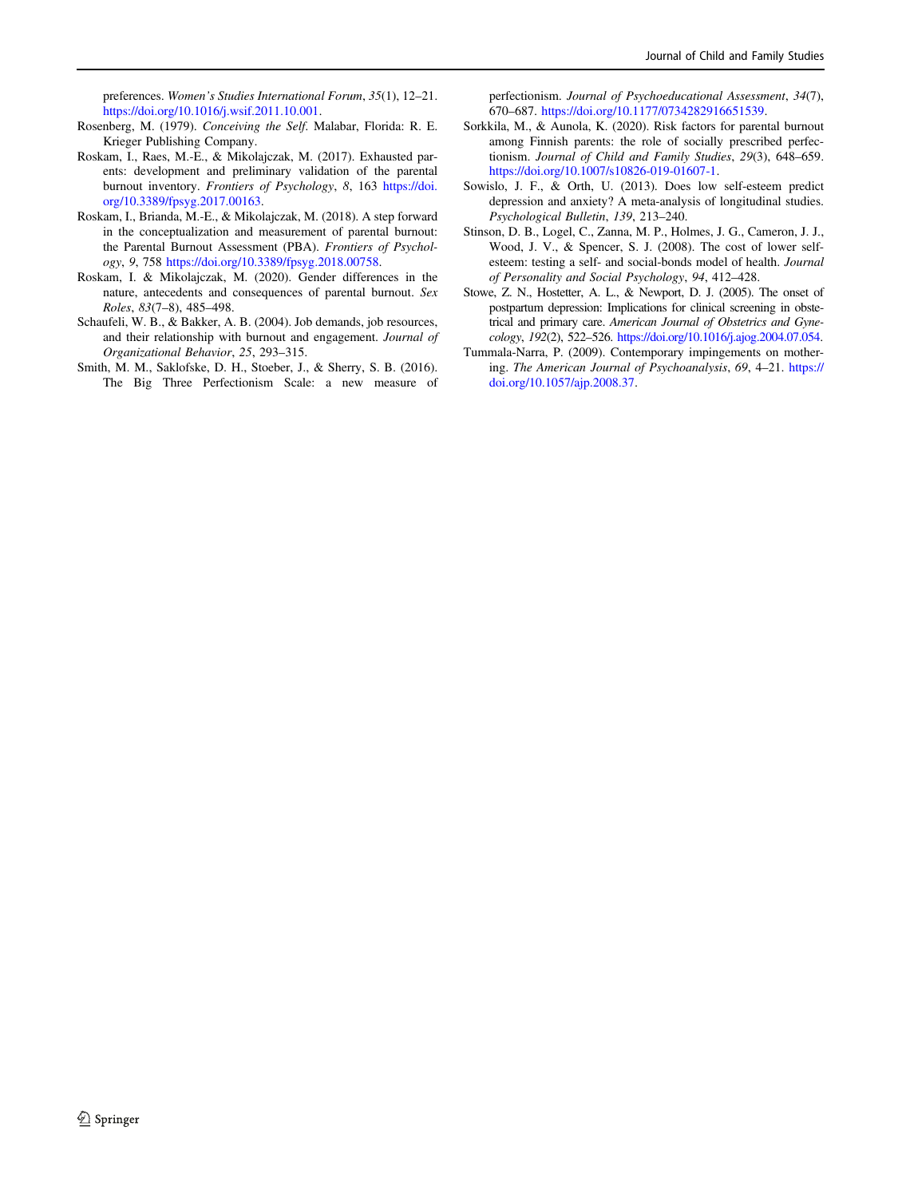preferences. *Women's Studies International Forum*, *35*(1), 12–21. https://doi.org/10.1016/j.wsif.2011.10.001.

Rosenberg, M. (1979). *Conceiving the Self*. Malabar, Florida: R. E. Krieger Publishing Company.

Roskam, I., Raes, M.-E., & Mikolajczak, M. (2017). Exhausted parents: development and preliminary validation of the parental burnout inventory. *Frontiers of Psychology*, *8*, 163 https://doi.org/10.3389/fpsyg.2017.00163.

Roskam, I., Brianda, M.-E., & Mikolajczak, M. (2018). A step forward in the conceptualization and measurement of parental burnout: the Parental Burnout Assessment (PBA). *Frontiers of Psychology*, *9*, 758 https://doi.org/10.3389/fpsyg.2018.00758.

Roskam, I. & Mikolajczak, M. (2020). Gender differences in the nature, antecedents and consequences of parental burnout. *Sex Roles*, *83*(7–8), 485–498.

Schaufeli, W. B., & Bakker, A. B. (2004). Job demands, job resources, and their relationship with burnout and engagement. *Journal of Organizational Behavior*, *25*, 293–315.

Smith, M. M., Saklofske, D. H., Stoeber, J., & Sherry, S. B. (2016). The Big Three Perfectionism Scale: a new measure of perfectionism. *Journal of Psychoeducational Assessment*, *34*(7), 670–687. https://doi.org/10.1177/0734282916651539.

Sorkkila, M., & Aunola, K. (2020). Risk factors for parental burnout among Finnish parents: the role of socially prescribed perfectionism. *Journal of Child and Family Studies*, *29*(3), 648–659. https://doi.org/10.1007/s10826-019-01607-1.

Sowislo, J. F., & Orth, U. (2013). Does low self-esteem predict depression and anxiety? A meta-analysis of longitudinal studies. *Psychological Bulletin*, *139*, 213–240.

Stinson, D. B., Logel, C., Zanna, M. P., Holmes, J. G., Cameron, J. J., Wood, J. V., & Spencer, S. J. (2008). The cost of lower self-esteem: testing a self- and social-bonds model of health. *Journal of Personality and Social Psychology*, *94*, 412–428.

Stowe, Z. N., Hostetter, A. L., & Newport, D. J. (2005). The onset of postpartum depression: Implications for clinical screening in obstetrical and primary care. *American Journal of Obstetrics and Gynecology*, *192*(2), 522–526. https://doi.org/10.1016/j.ajog.2004.07.054.

Tummala-Narra, P. (2009). Contemporary impingements on mothering. *The American Journal of Psychoanalysis*, *69*, 4–21. https://doi.org/10.1057/ajp.2008.37.